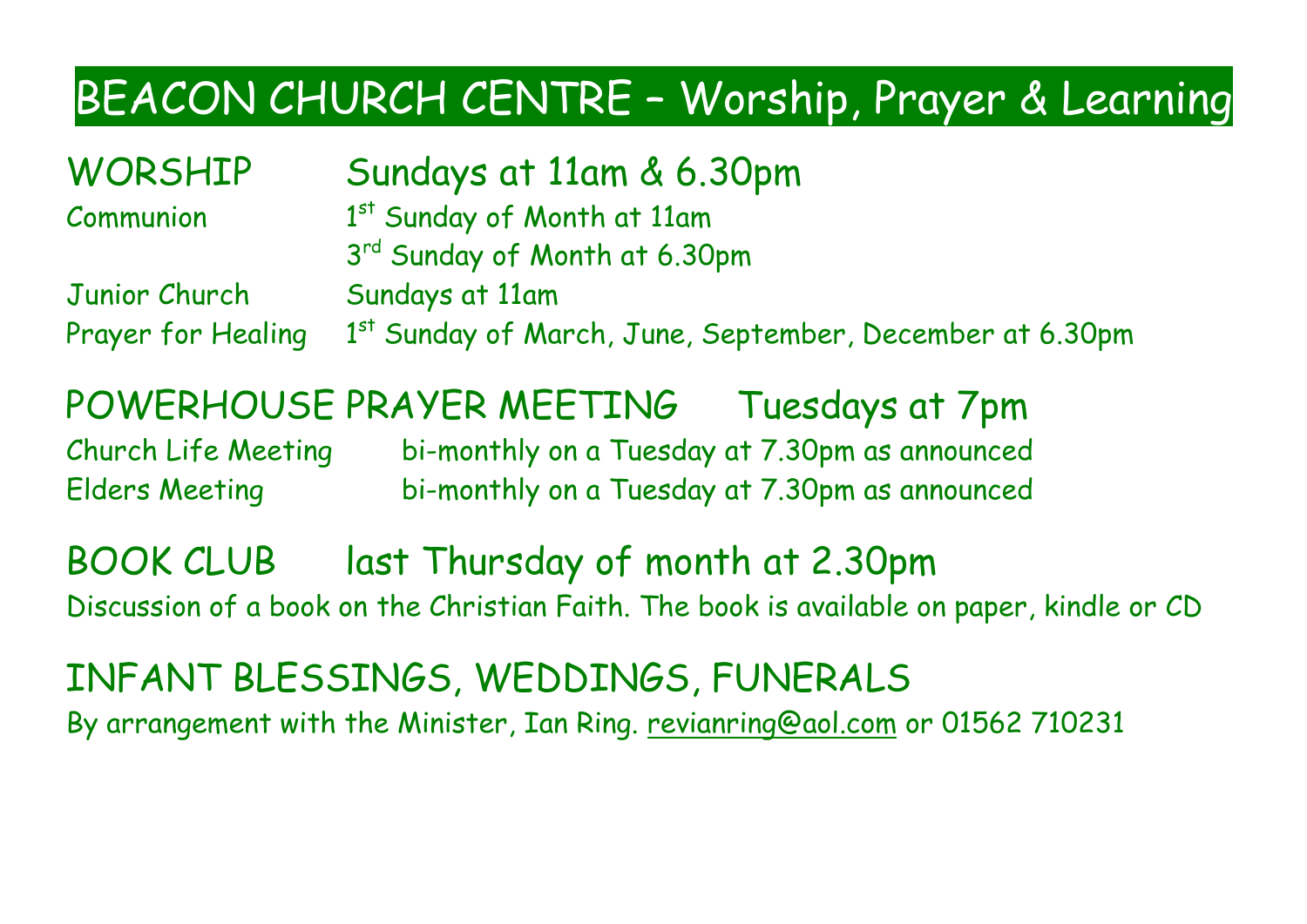# BEACON CHURCH CENTRE – Worship, Prayer & Learning

## WORSHIP Sundays at 11am & 6.30pm

| | |
|---|---|
| Communion | 1st Sunday of Month at 11am |
| | 3rd Sunday of Month at 6.30pm |
| Junior Church | Sundays at 11am |
| Prayer for Healing | 1st Sunday of March, June, September, December at 6.30pm |

## POWERHOUSE PRAYER MEETING Tuesdays at 7pm

| | |
|---|---|
| Church Life Meeting | bi-monthly on a Tuesday at 7.30pm as announced |
| Elders Meeting | bi-monthly on a Tuesday at 7.30pm as announced |

## BOOK CLUB last Thursday of month at 2.30pm

Discussion of a book on the Christian Faith. The book is available on paper, kindle or CD

## INFANT BLESSINGS, WEDDINGS, FUNERALS

By arrangement with the Minister, Ian Ring. revianring@aol.com or 01562 710231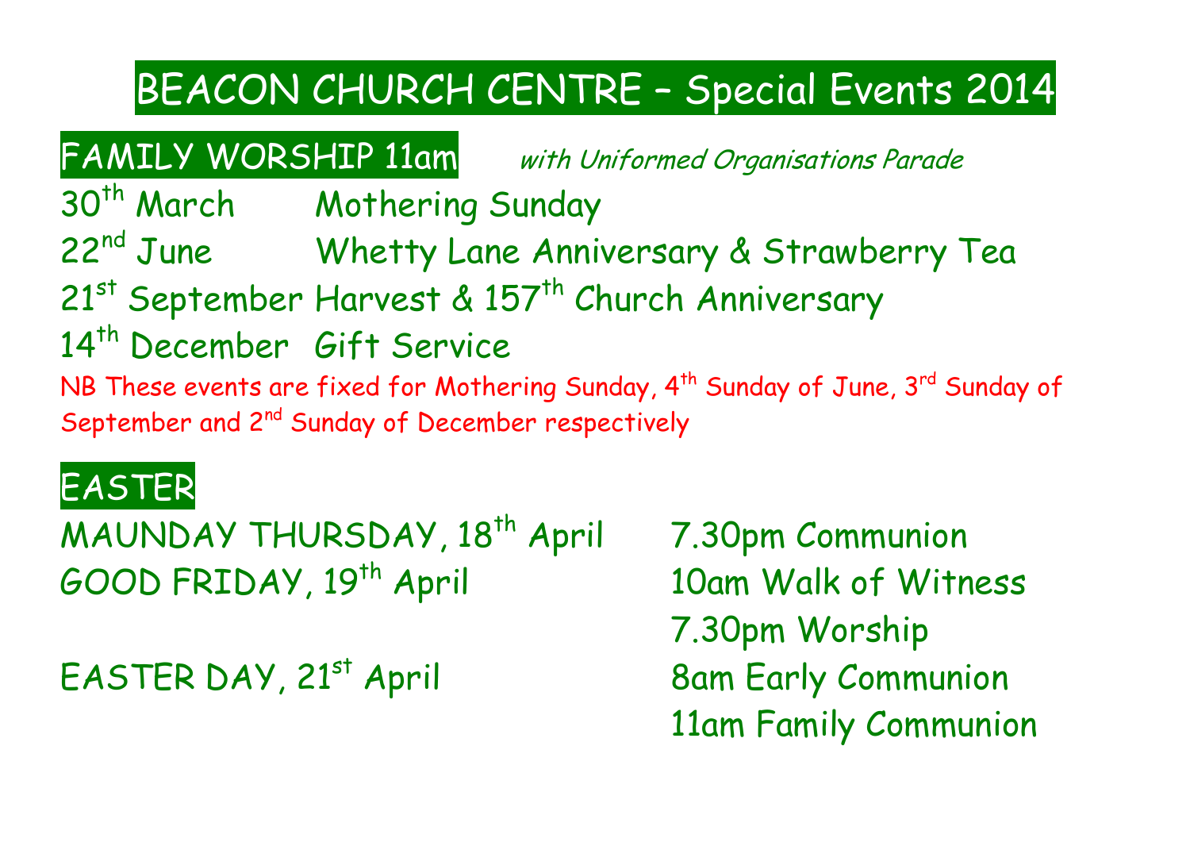# BEACON CHURCH CENTRE – Special Events 2014

## FAMILY WORSHIP 11am

*with Uniformed Organisations Parade*

| | |
|---|---|
| 30th March | Mothering Sunday |
| 22nd June | Whetty Lane Anniversary & Strawberry Tea |
| 21st September | Harvest & 157th Church Anniversary |
| 14th December | Gift Service |

NB These events are fixed for Mothering Sunday, 4th Sunday of June, 3rd Sunday of September and 2nd Sunday of December respectively

## EASTER

| | |
|---|---|
| MAUNDAY THURSDAY, 18th April | 7.30pm Communion |
| GOOD FRIDAY, 19th April | 10am Walk of Witness |
| | 7.30pm Worship |
| EASTER DAY, 21st April | 8am Early Communion |
| | 11am Family Communion |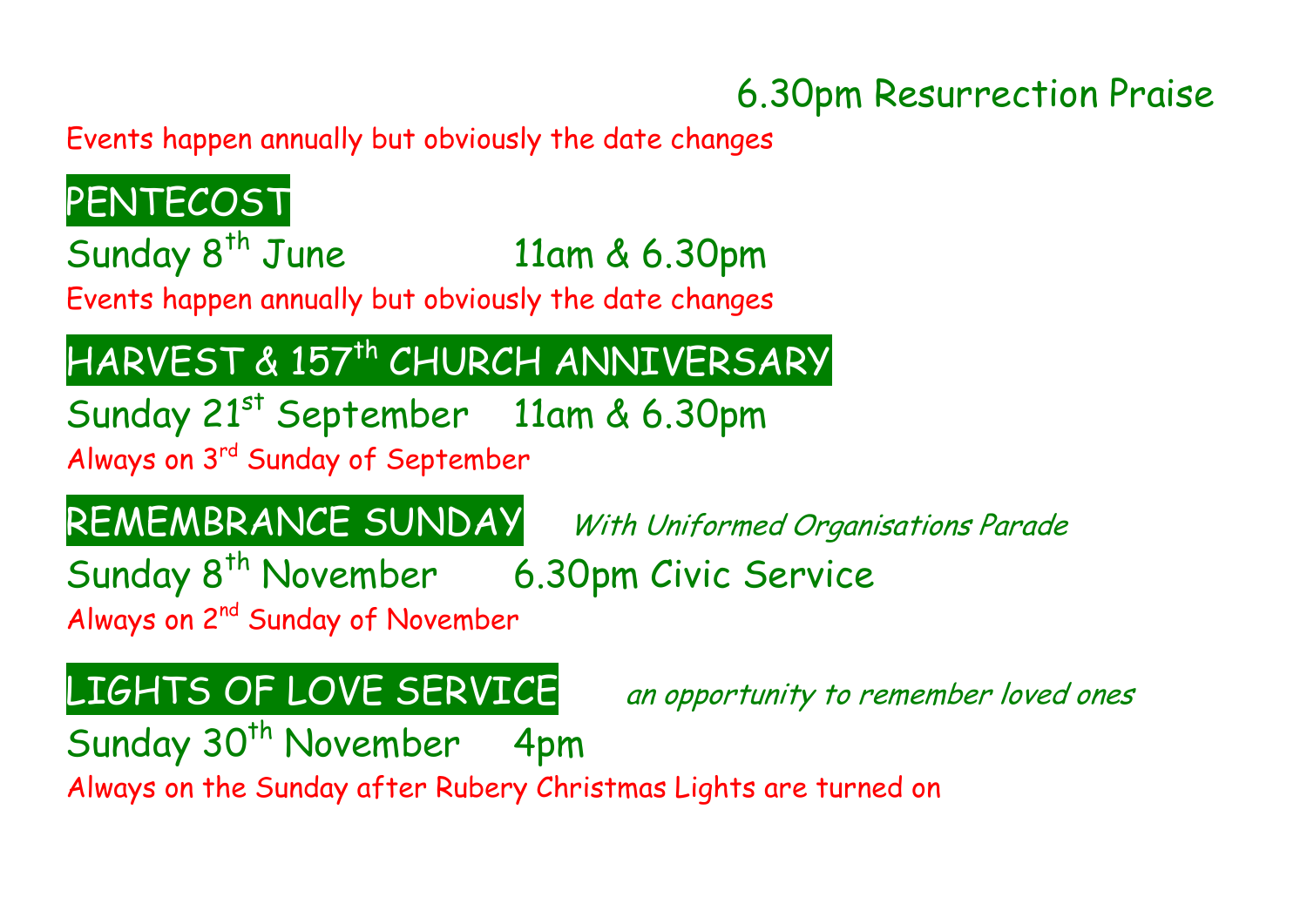6.30pm Resurrection Praise

Events happen annually but obviously the date changes

## PENTECOST

Sunday 8th June 11am & 6.30pm

Events happen annually but obviously the date changes

## HARVEST & 157th CHURCH ANNIVERSARY

Sunday 21st September 11am & 6.30pm

Always on 3rd Sunday of September

## REMEMBRANCE SUNDAY

*With Uniformed Organisations Parade*

Sunday 8th November 6.30pm Civic Service

Always on 2nd Sunday of November

## LIGHTS OF LOVE SERVICE

*an opportunity to remember loved ones*

Sunday 30th November 4pm

Always on the Sunday after Rubery Christmas Lights are turned on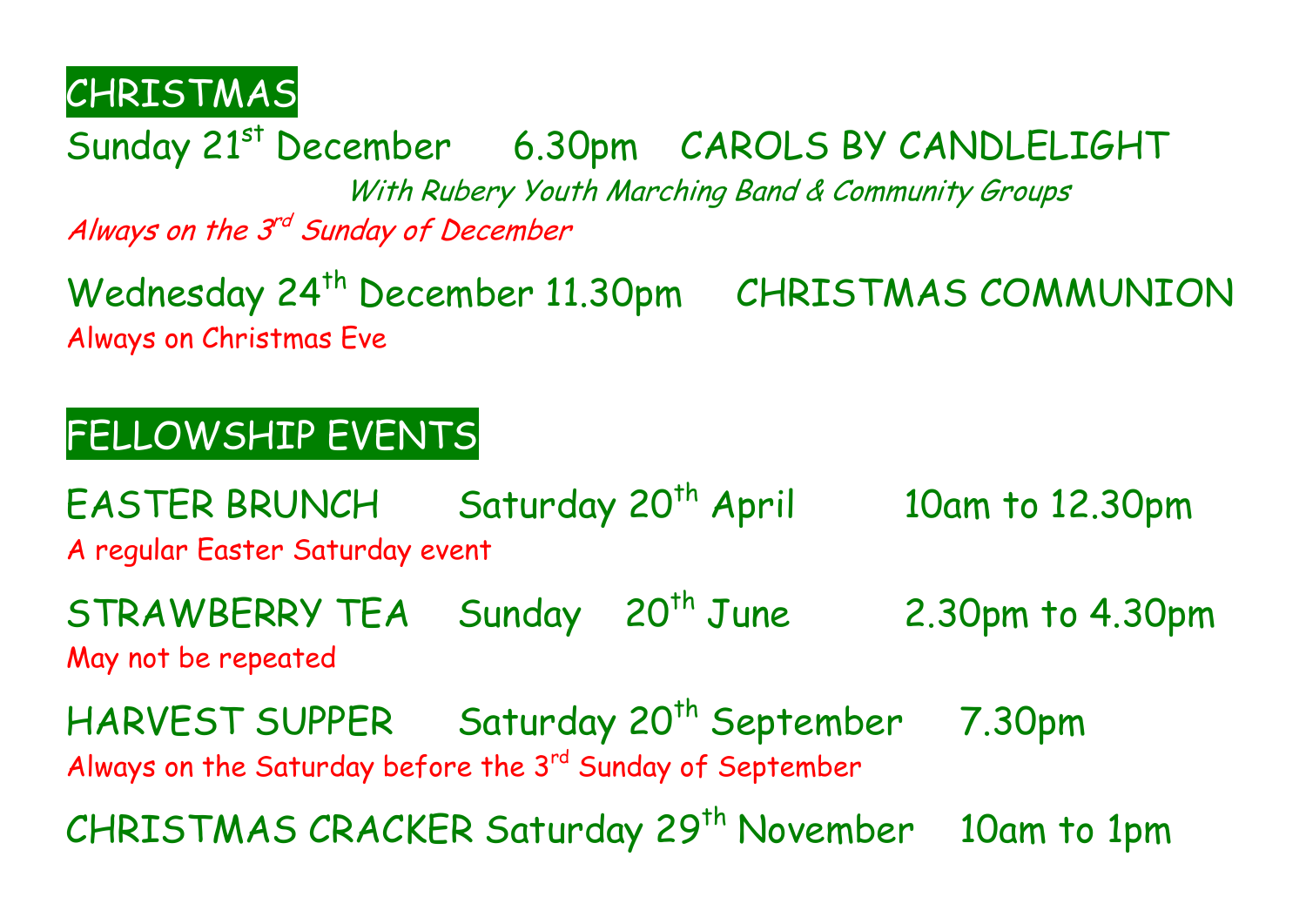## CHRISTMAS

Sunday 21st December 6.30pm CAROLS BY CANDLELIGHT

*With Rubery Youth Marching Band & Community Groups*

*Always on the 3rd Sunday of December*

Wednesday 24th December 11.30pm CHRISTMAS COMMUNION

Always on Christmas Eve

## FELLOWSHIP EVENTS

EASTER BRUNCH Saturday 20th April 10am to 12.30pm

A regular Easter Saturday event

STRAWBERRY TEA Sunday 20th June 2.30pm to 4.30pm

May not be repeated

HARVEST SUPPER Saturday 20th September 7.30pm

Always on the Saturday before the 3rd Sunday of September

CHRISTMAS CRACKER Saturday 29th November 10am to 1pm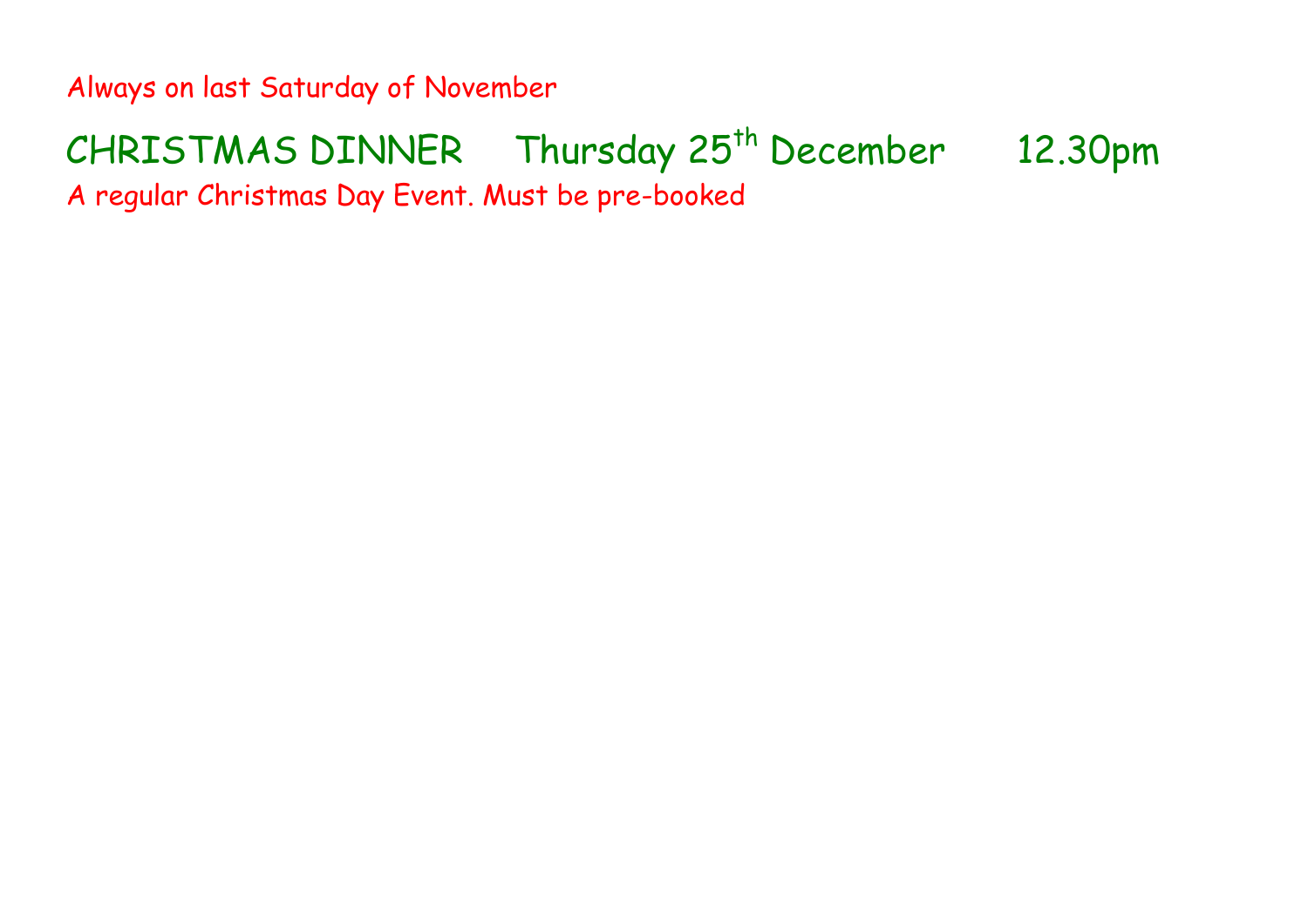Always on last Saturday of November

CHRISTMAS DINNER Thursday 25th December 12.30pm

A regular Christmas Day Event. Must be pre-booked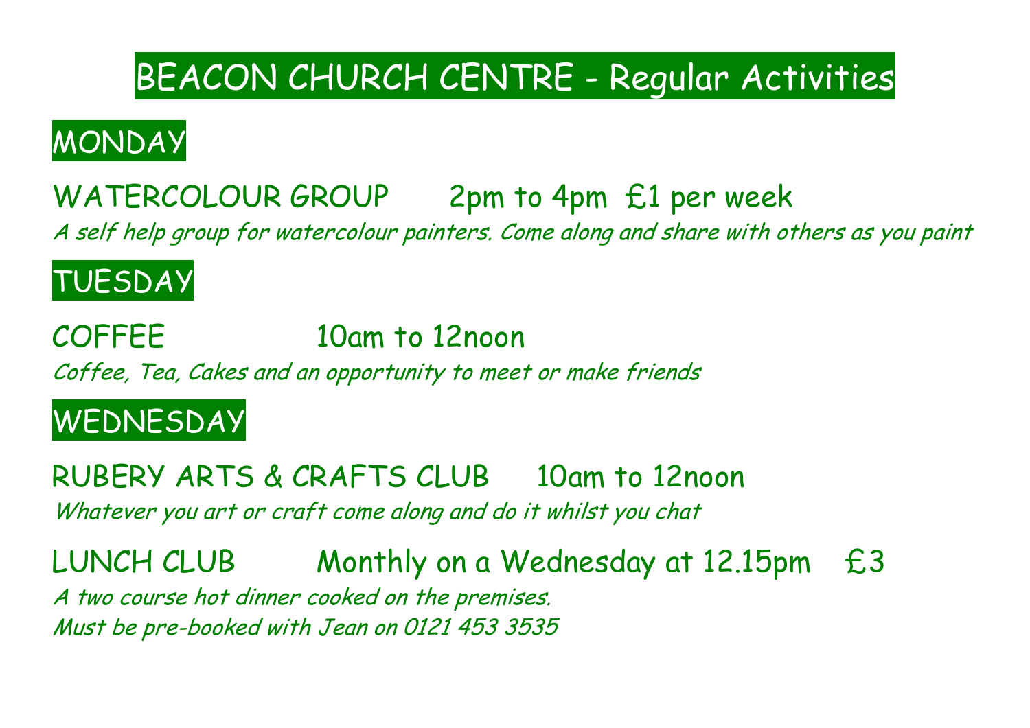# BEACON CHURCH CENTRE - Regular Activities

## MONDAY

WATERCOLOUR GROUP 2pm to 4pm £1 per week

*A self help group for watercolour painters. Come along and share with others as you paint*

## TUESDAY

COFFEE 10am to 12noon

*Coffee, Tea, Cakes and an opportunity to meet or make friends*

## WEDNESDAY

RUBERY ARTS & CRAFTS CLUB 10am to 12noon

*Whatever you art or craft come along and do it whilst you chat*

LUNCH CLUB Monthly on a Wednesday at 12.15pm £3

*A two course hot dinner cooked on the premises.*
*Must be pre-booked with Jean on 0121 453 3535*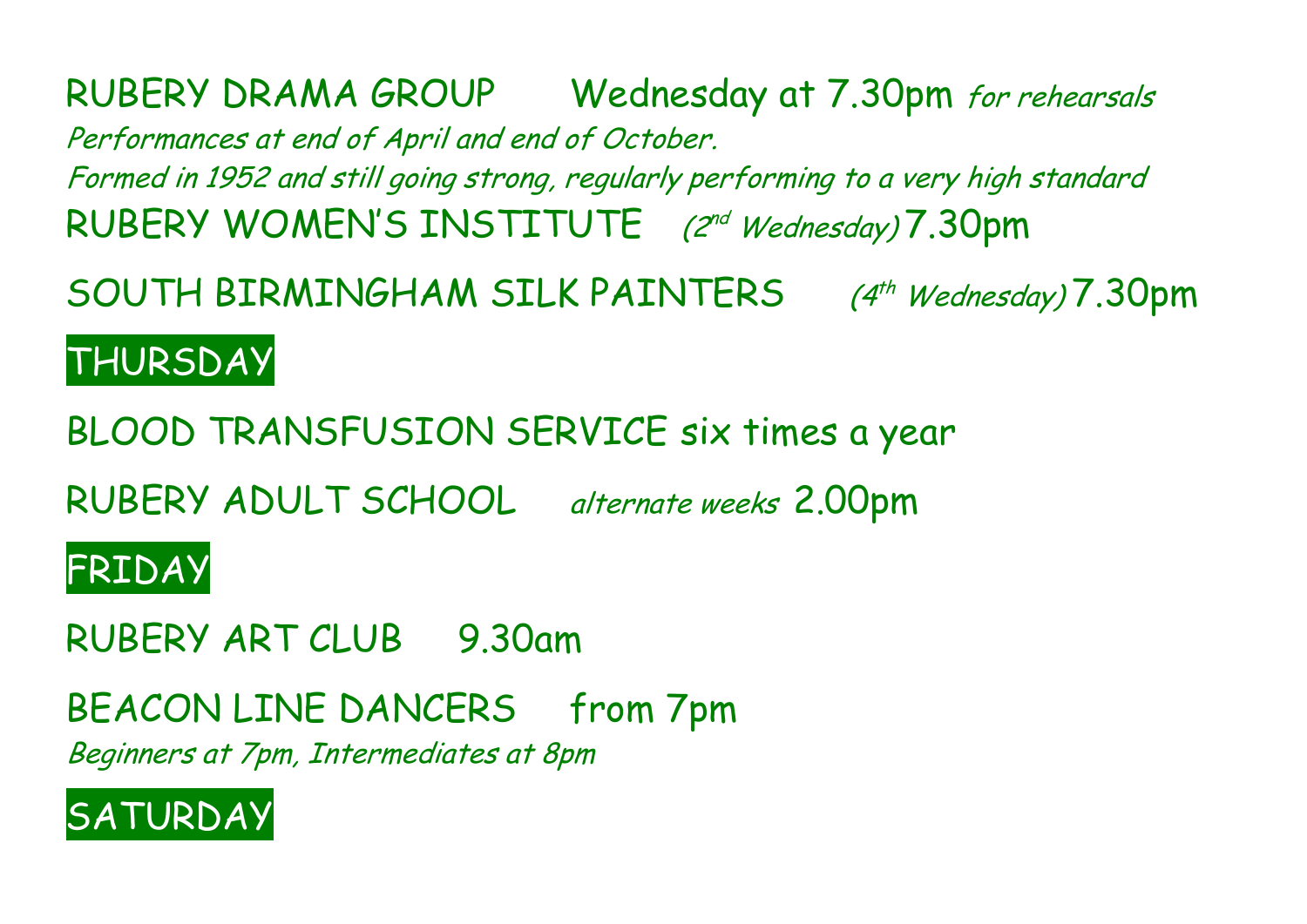RUBERY DRAMA GROUP Wednesday at 7.30pm *for rehearsals*

*Performances at end of April and end of October.*

*Formed in 1952 and still going strong, regularly performing to a very high standard*

RUBERY WOMEN'S INSTITUTE *(2nd Wednesday)* 7.30pm

SOUTH BIRMINGHAM SILK PAINTERS *(4th Wednesday)* 7.30pm

## THURSDAY

BLOOD TRANSFUSION SERVICE six times a year

RUBERY ADULT SCHOOL *alternate weeks* 2.00pm

## FRIDAY

RUBERY ART CLUB 9.30am

BEACON LINE DANCERS from 7pm

*Beginners at 7pm, Intermediates at 8pm*

## SATURDAY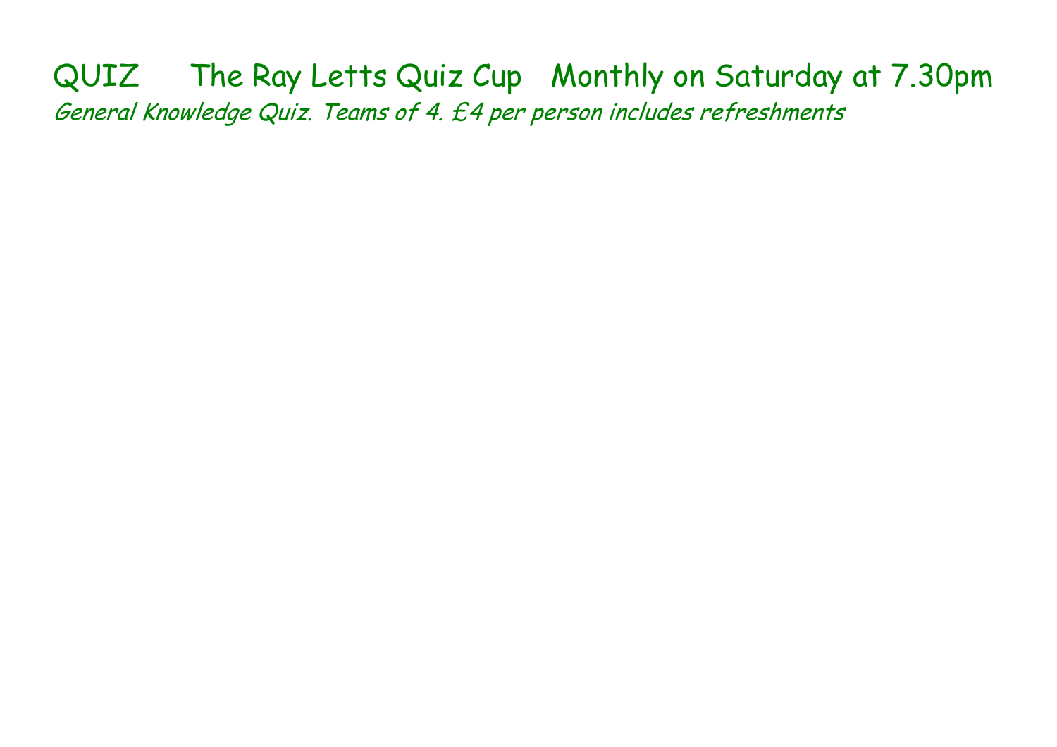QUIZ The Ray Letts Quiz Cup Monthly on Saturday at 7.30pm

*General Knowledge Quiz. Teams of 4. £4 per person includes refreshments*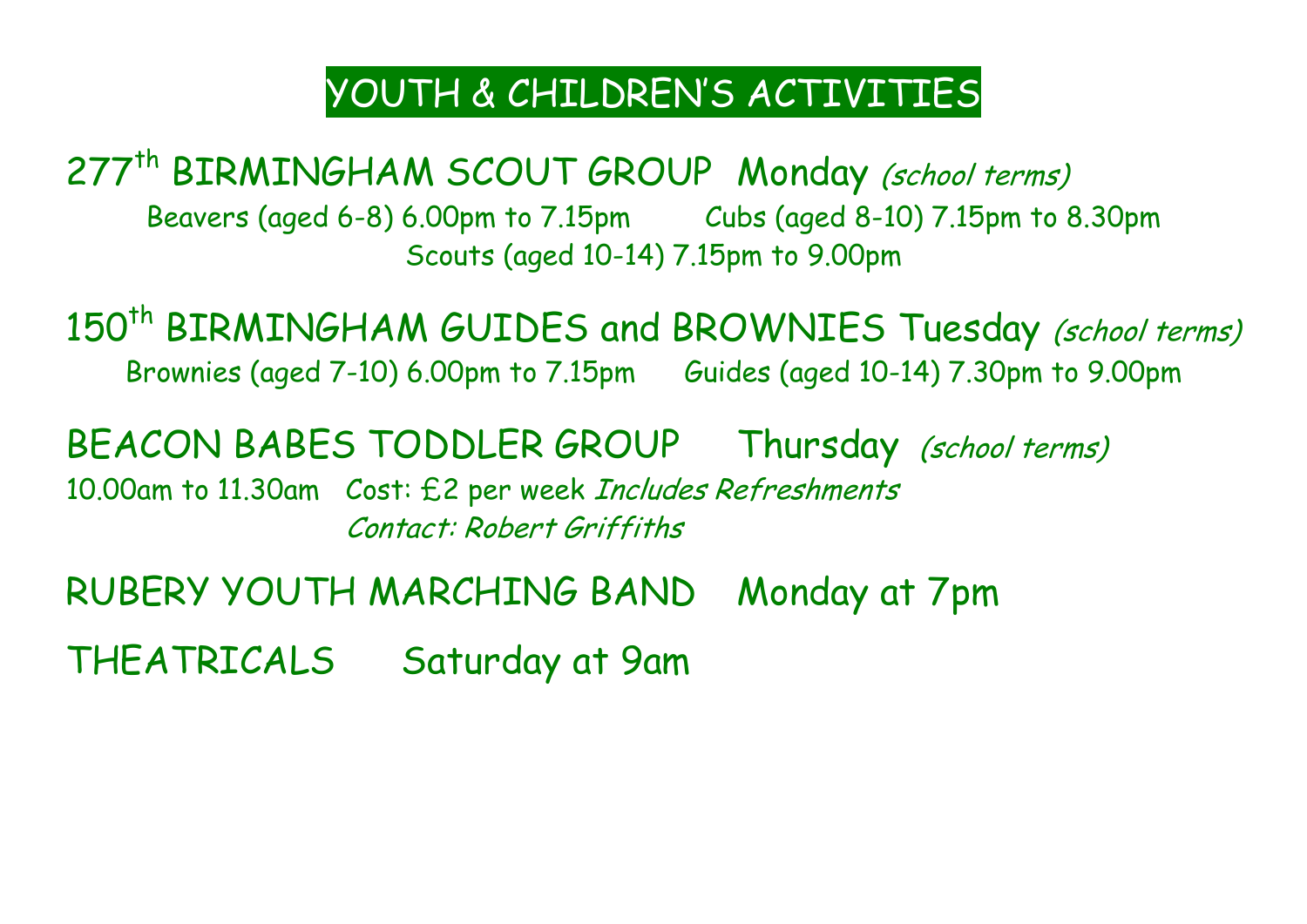# YOUTH & CHILDREN'S ACTIVITIES

## 277th BIRMINGHAM SCOUT GROUP Monday *(school terms)*

Beavers (aged 6-8) 6.00pm to 7.15pm  Cubs (aged 8-10) 7.15pm to 8.30pm

Scouts (aged 10-14) 7.15pm to 9.00pm

## 150th BIRMINGHAM GUIDES and BROWNIES Tuesday *(school terms)*

Brownies (aged 7-10) 6.00pm to 7.15pm  Guides (aged 10-14) 7.30pm to 9.00pm

## BEACON BABES TODDLER GROUP Thursday *(school terms)*

10.00am to 11.30am Cost: £2 per week *Includes Refreshments*

*Contact: Robert Griffiths*

## RUBERY YOUTH MARCHING BAND Monday at 7pm

## THEATRICALS Saturday at 9am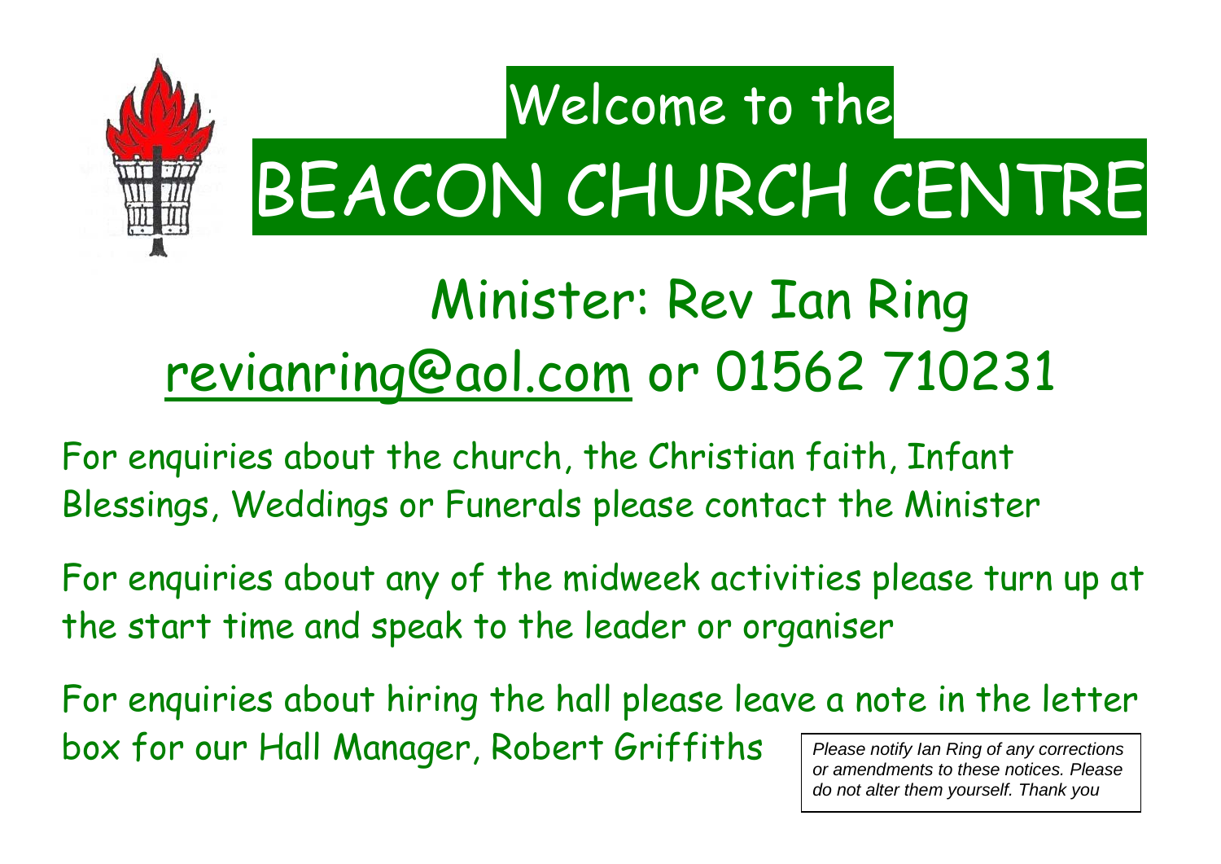# Welcome to the
# BEACON CHURCH CENTRE

## Minister: Rev Ian Ring
## revianring@aol.com or 01562 710231

For enquiries about the church, the Christian faith, Infant Blessings, Weddings or Funerals please contact the Minister

For enquiries about any of the midweek activities please turn up at the start time and speak to the leader or organiser

For enquiries about hiring the hall please leave a note in the letter box for our Hall Manager, Robert Griffiths

*Please notify Ian Ring of any corrections or amendments to these notices. Please do not alter them yourself. Thank you*